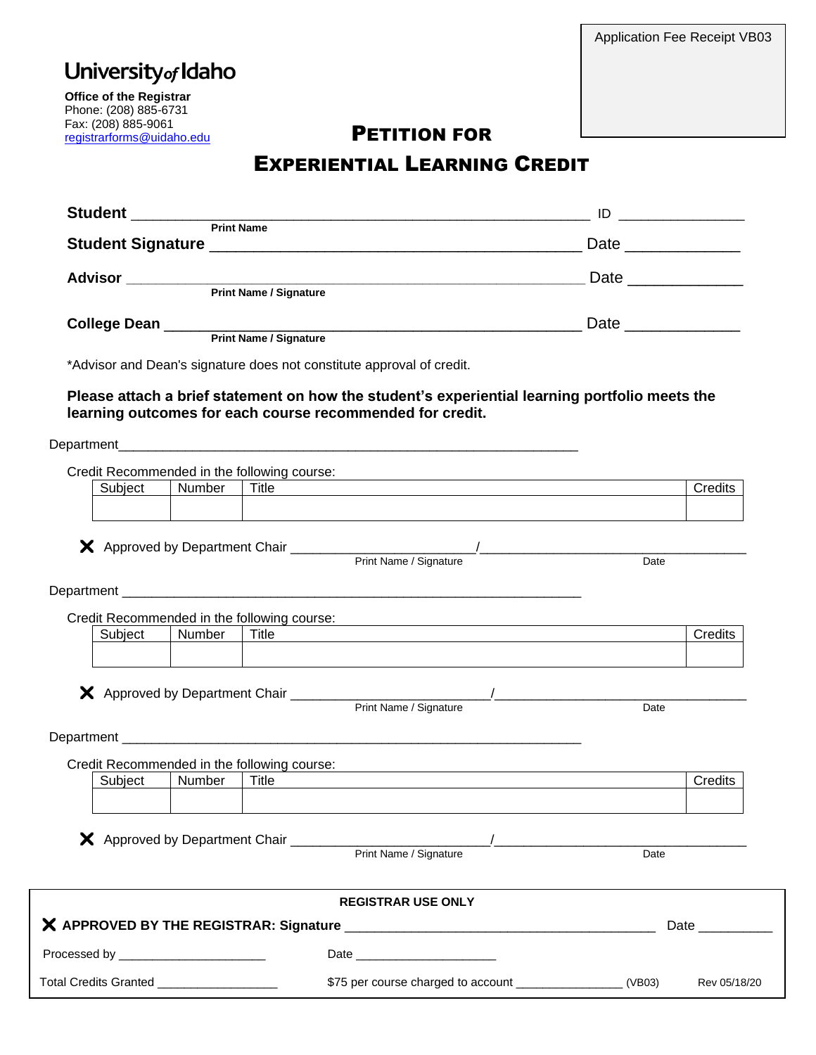Application Fee Receipt VB03

University of Idaho

**Office of the Registrar**
Phone: (208) 885-6731
Fax: (208) 885-9061
registrarforms@uidaho.edu

# Petition for Experiential Learning Credit

**Student** ______________________________________________ ID _______________
Print Name

**Student Signature** __________________________________________ Date _____________

**Advisor** ______________________________________________ Date _____________
Print Name / Signature

**College Dean** __________________________________________ Date _____________
Print Name / Signature

*Advisor and Dean's signature does not constitute approval of credit.

**Please attach a brief statement on how the student's experiential learning portfolio meets the learning outcomes for each course recommended for credit.**

Department_______________________________________________________________

Credit Recommended in the following course:

| Subject | Number | Title | Credits |
|---|---|---|---|
| | | | |

✕ Approved by Department Chair ________________________/___________________________________
Print Name / Signature    Date

Department _______________________________________________________________

Credit Recommended in the following course:

| Subject | Number | Title | Credits |
|---|---|---|---|
| | | | |

✕ Approved by Department Chair ________________________/___________________________________
Print Name / Signature    Date

Department _______________________________________________________________

Credit Recommended in the following course:

| Subject | Number | Title | Credits |
|---|---|---|---|
| | | | |

✕ Approved by Department Chair ________________________/___________________________________
Print Name / Signature    Date

**REGISTRAR USE ONLY**

✕ **APPROVED BY THE REGISTRAR: Signature** _________________________________________ Date __________

Processed by _____________________    Date ____________________

Total Credits Granted _________________    $75 per course charged to account _______________ (VB03)    Rev 05/18/20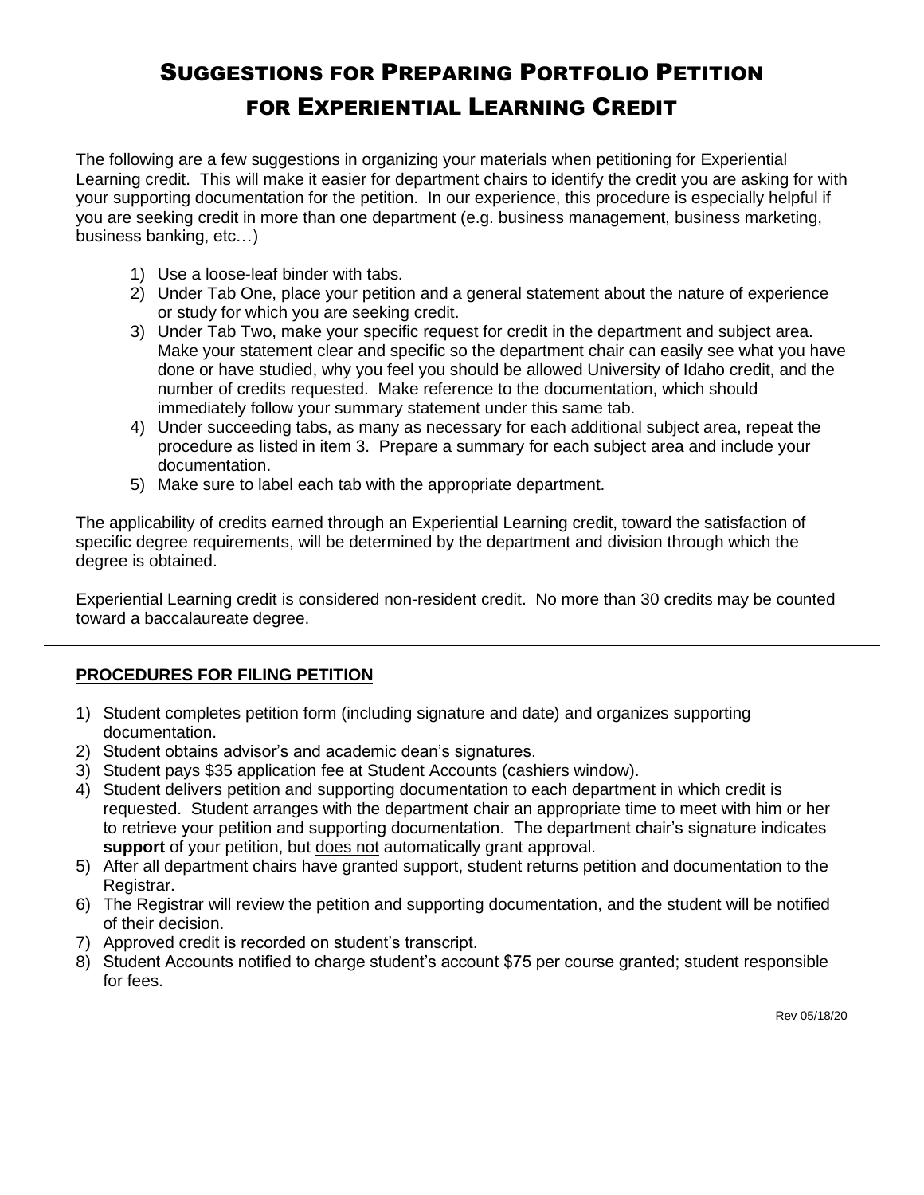# Suggestions for Preparing Portfolio Petition for Experiential Learning Credit

The following are a few suggestions in organizing your materials when petitioning for Experiential Learning credit. This will make it easier for department chairs to identify the credit you are asking for with your supporting documentation for the petition. In our experience, this procedure is especially helpful if you are seeking credit in more than one department (e.g. business management, business marketing, business banking, etc…)

1) Use a loose-leaf binder with tabs.
2) Under Tab One, place your petition and a general statement about the nature of experience or study for which you are seeking credit.
3) Under Tab Two, make your specific request for credit in the department and subject area. Make your statement clear and specific so the department chair can easily see what you have done or have studied, why you feel you should be allowed University of Idaho credit, and the number of credits requested. Make reference to the documentation, which should immediately follow your summary statement under this same tab.
4) Under succeeding tabs, as many as necessary for each additional subject area, repeat the procedure as listed in item 3. Prepare a summary for each subject area and include your documentation.
5) Make sure to label each tab with the appropriate department.

The applicability of credits earned through an Experiential Learning credit, toward the satisfaction of specific degree requirements, will be determined by the department and division through which the degree is obtained.

Experiential Learning credit is considered non-resident credit. No more than 30 credits may be counted toward a baccalaureate degree.

---

## PROCEDURES FOR FILING PETITION

1) Student completes petition form (including signature and date) and organizes supporting documentation.
2) Student obtains advisor's and academic dean's signatures.
3) Student pays $35 application fee at Student Accounts (cashiers window).
4) Student delivers petition and supporting documentation to each department in which credit is requested. Student arranges with the department chair an appropriate time to meet with him or her to retrieve your petition and supporting documentation. The department chair's signature indicates **support** of your petition, but does not automatically grant approval.
5) After all department chairs have granted support, student returns petition and documentation to the Registrar.
6) The Registrar will review the petition and supporting documentation, and the student will be notified of their decision.
7) Approved credit is recorded on student's transcript.
8) Student Accounts notified to charge student's account $75 per course granted; student responsible for fees.

Rev 05/18/20